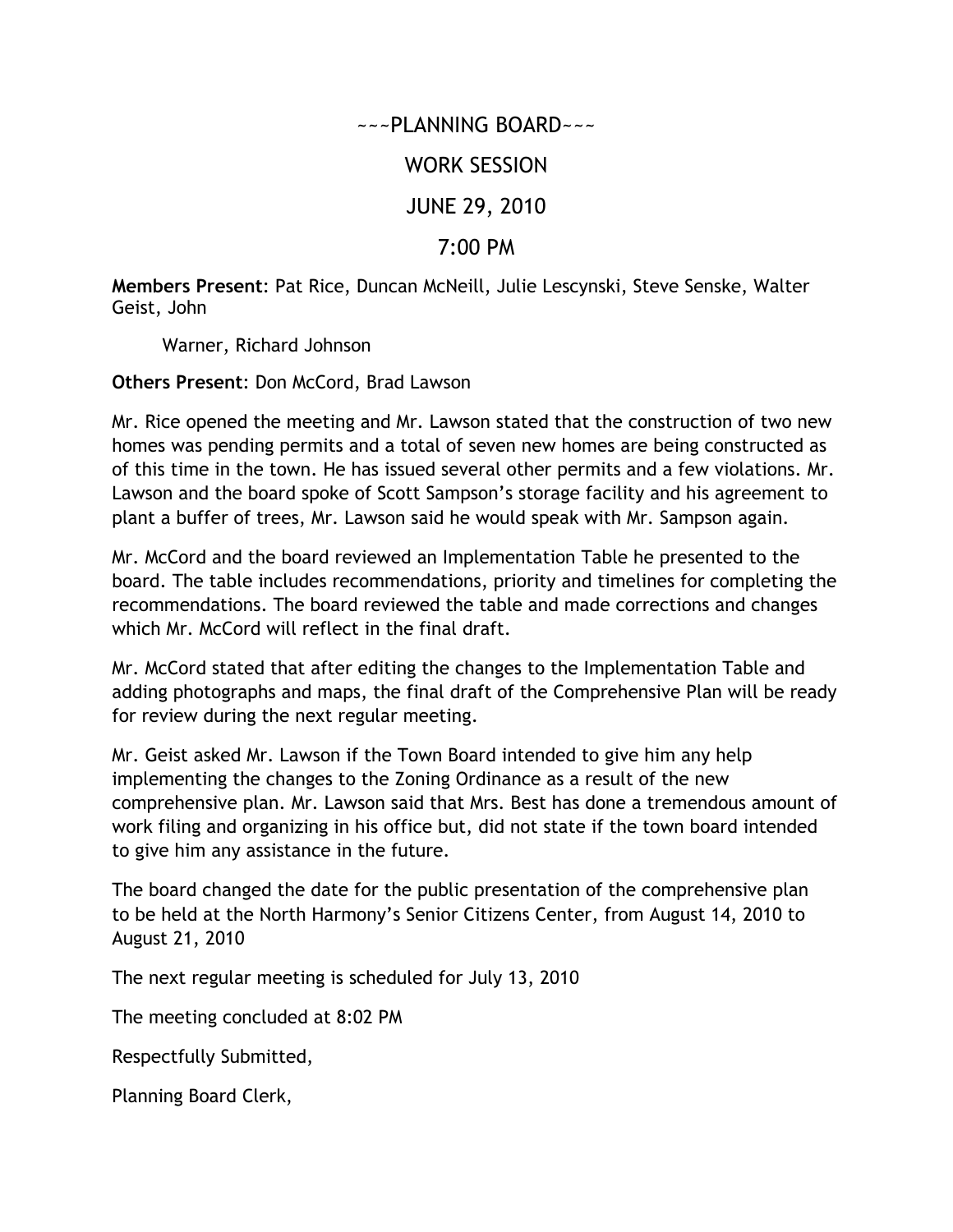# ~~~PLANNING BOARD~~~

## WORK SESSION

## JUNE 29, 2010

## 7:00 PM

**Members Present**: Pat Rice, Duncan McNeill, Julie Lescynski, Steve Senske, Walter Geist, John Warner, Richard Johnson

**Others Present**: Don McCord, Brad Lawson

Mr. Rice opened the meeting and Mr. Lawson stated that the construction of two new homes was pending permits and a total of seven new homes are being constructed as of this time in the town. He has issued several other permits and a few violations. Mr. Lawson and the board spoke of Scott Sampson's storage facility and his agreement to plant a buffer of trees, Mr. Lawson said he would speak with Mr. Sampson again.

Mr. McCord and the board reviewed an Implementation Table he presented to the board. The table includes recommendations, priority and timelines for completing the recommendations. The board reviewed the table and made corrections and changes which Mr. McCord will reflect in the final draft.

Mr. McCord stated that after editing the changes to the Implementation Table and adding photographs and maps, the final draft of the Comprehensive Plan will be ready for review during the next regular meeting.

Mr. Geist asked Mr. Lawson if the Town Board intended to give him any help implementing the changes to the Zoning Ordinance as a result of the new comprehensive plan. Mr. Lawson said that Mrs. Best has done a tremendous amount of work filing and organizing in his office but, did not state if the town board intended to give him any assistance in the future.

The board changed the date for the public presentation of the comprehensive plan to be held at the North Harmony's Senior Citizens Center, from August 14, 2010 to August 21, 2010

The next regular meeting is scheduled for July 13, 2010

The meeting concluded at 8:02 PM

Respectfully Submitted,

Planning Board Clerk,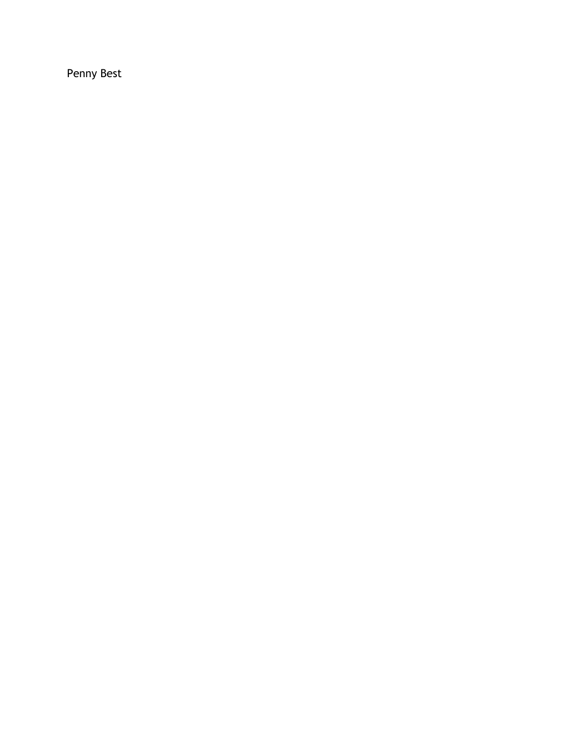Penny Best